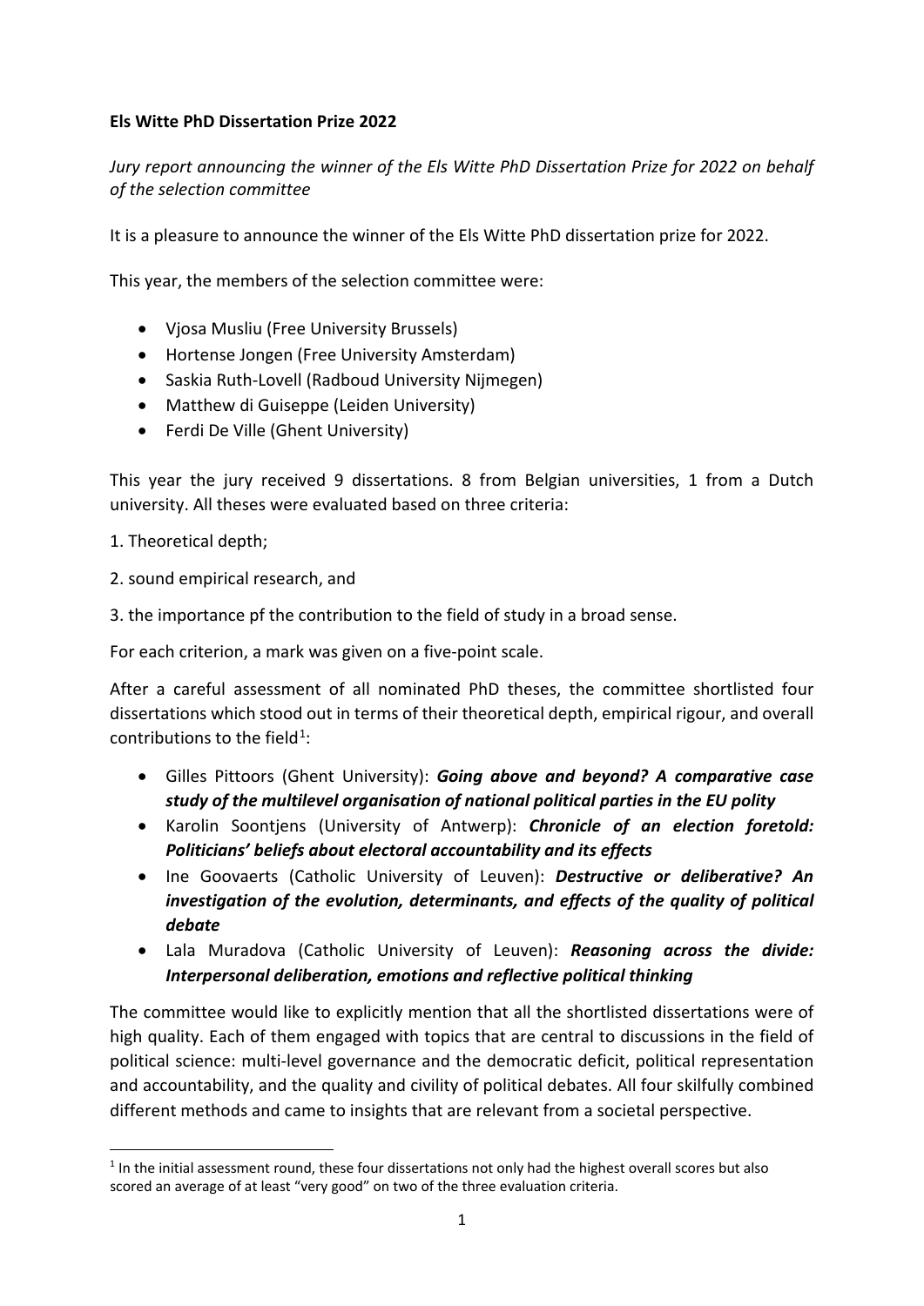**Els Witte PhD Dissertation Prize 2022**

*Jury report announcing the winner of the Els Witte PhD Dissertation Prize for 2022 on behalf of the selection committee*

It is a pleasure to announce the winner of the Els Witte PhD dissertation prize for 2022.

This year, the members of the selection committee were:

- Vjosa Musliu (Free University Brussels)
- Hortense Jongen (Free University Amsterdam)
- Saskia Ruth-Lovell (Radboud University Nijmegen)
- Matthew di Guiseppe (Leiden University)
- Ferdi De Ville (Ghent University)

This year the jury received 9 dissertations. 8 from Belgian universities, 1 from a Dutch university. All theses were evaluated based on three criteria:

1. Theoretical depth;

2. sound empirical research, and

3. the importance pf the contribution to the field of study in a broad sense.

For each criterion, a mark was given on a five-point scale.

After a careful assessment of all nominated PhD theses, the committee shortlisted four dissertations which stood out in terms of their theoretical depth, empirical rigour, and overall contributions to the field[1]:

- Gilles Pittoors (Ghent University): ***Going above and beyond? A comparative case study of the multilevel organisation of national political parties in the EU polity***
- Karolin Soontjens (University of Antwerp): ***Chronicle of an election foretold: Politicians' beliefs about electoral accountability and its effects***
- Ine Goovaerts (Catholic University of Leuven): ***Destructive or deliberative? An investigation of the evolution, determinants, and effects of the quality of political debate***
- Lala Muradova (Catholic University of Leuven): ***Reasoning across the divide: Interpersonal deliberation, emotions and reflective political thinking***

The committee would like to explicitly mention that all the shortlisted dissertations were of high quality. Each of them engaged with topics that are central to discussions in the field of political science: multi-level governance and the democratic deficit, political representation and accountability, and the quality and civility of political debates. All four skilfully combined different methods and came to insights that are relevant from a societal perspective.

[1] In the initial assessment round, these four dissertations not only had the highest overall scores but also scored an average of at least "very good" on two of the three evaluation criteria.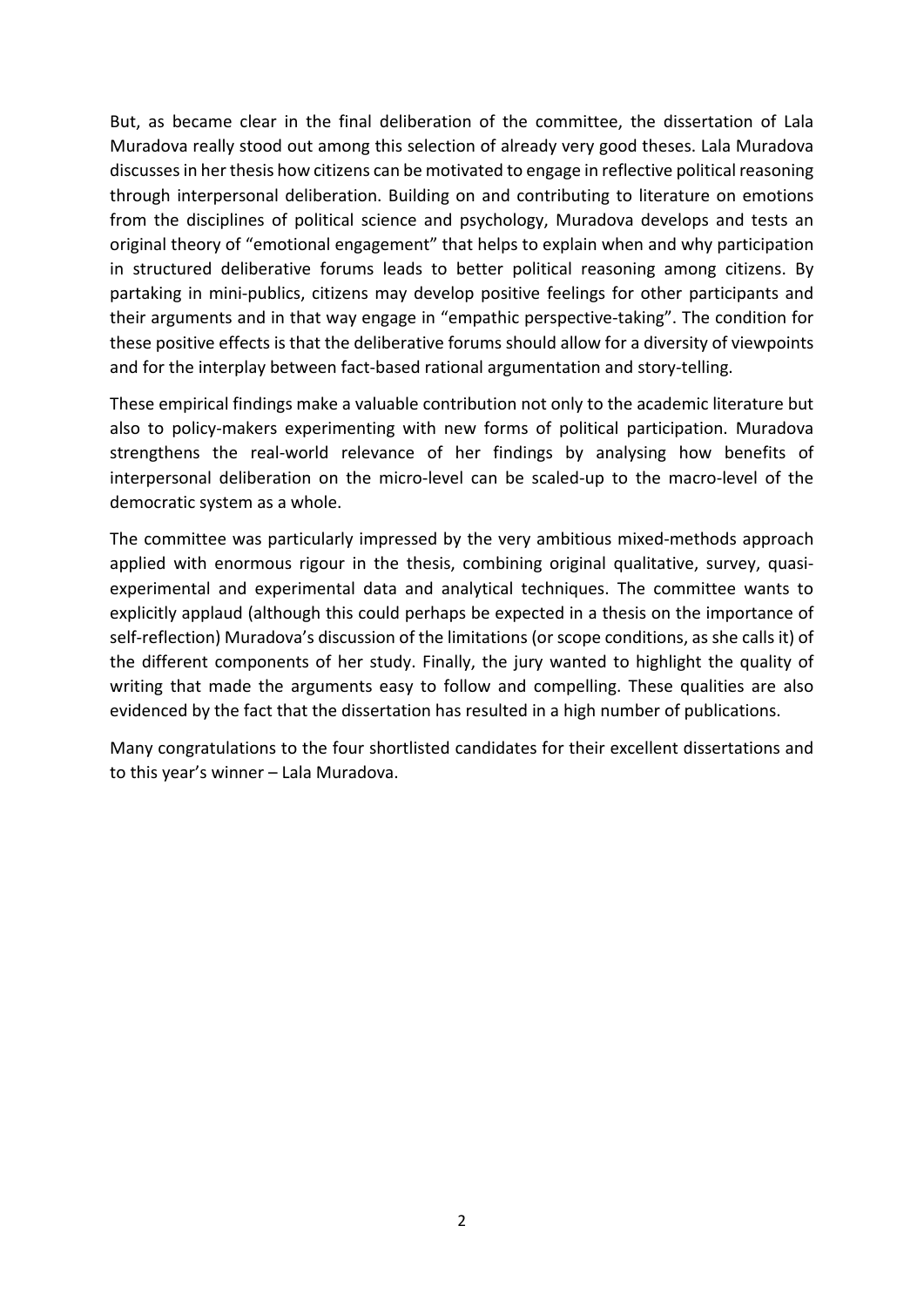But, as became clear in the final deliberation of the committee, the dissertation of Lala Muradova really stood out among this selection of already very good theses. Lala Muradova discusses in her thesis how citizens can be motivated to engage in reflective political reasoning through interpersonal deliberation. Building on and contributing to literature on emotions from the disciplines of political science and psychology, Muradova develops and tests an original theory of "emotional engagement" that helps to explain when and why participation in structured deliberative forums leads to better political reasoning among citizens. By partaking in mini-publics, citizens may develop positive feelings for other participants and their arguments and in that way engage in "empathic perspective-taking". The condition for these positive effects is that the deliberative forums should allow for a diversity of viewpoints and for the interplay between fact-based rational argumentation and story-telling.

These empirical findings make a valuable contribution not only to the academic literature but also to policy-makers experimenting with new forms of political participation. Muradova strengthens the real-world relevance of her findings by analysing how benefits of interpersonal deliberation on the micro-level can be scaled-up to the macro-level of the democratic system as a whole.

The committee was particularly impressed by the very ambitious mixed-methods approach applied with enormous rigour in the thesis, combining original qualitative, survey, quasi-experimental and experimental data and analytical techniques. The committee wants to explicitly applaud (although this could perhaps be expected in a thesis on the importance of self-reflection) Muradova's discussion of the limitations (or scope conditions, as she calls it) of the different components of her study. Finally, the jury wanted to highlight the quality of writing that made the arguments easy to follow and compelling. These qualities are also evidenced by the fact that the dissertation has resulted in a high number of publications.

Many congratulations to the four shortlisted candidates for their excellent dissertations and to this year's winner – Lala Muradova.